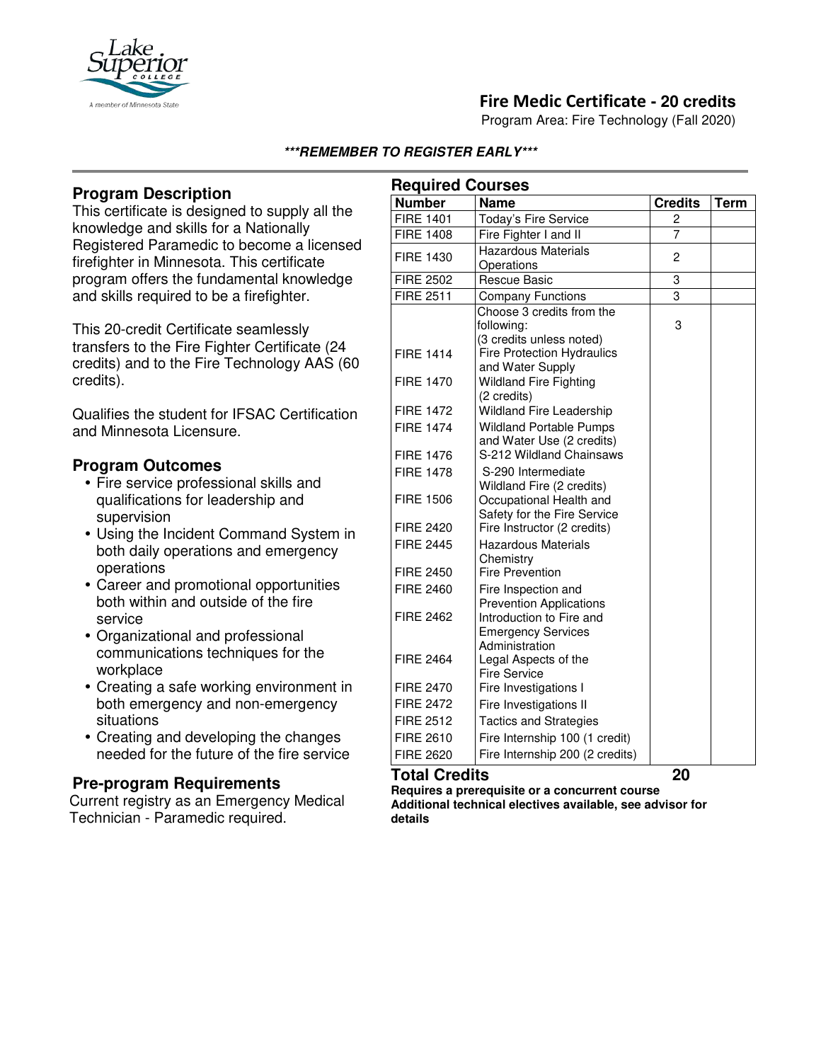# Fire Medic Certificate - 20 credits

Program Area: Fire Technology (Fall 2020)

***REMEMBER TO REGISTER EARLY***

## Program Description

This certificate is designed to supply all the knowledge and skills for a Nationally Registered Paramedic to become a licensed firefighter in Minnesota. This certificate program offers the fundamental knowledge and skills required to be a firefighter.

This 20-credit Certificate seamlessly transfers to the Fire Fighter Certificate (24 credits) and to the Fire Technology AAS (60 credits).

Qualifies the student for IFSAC Certification and Minnesota Licensure.

## Program Outcomes

- Fire service professional skills and qualifications for leadership and supervision
- Using the Incident Command System in both daily operations and emergency operations
- Career and promotional opportunities both within and outside of the fire service
- Organizational and professional communications techniques for the workplace
- Creating a safe working environment in both emergency and non-emergency situations
- Creating and developing the changes needed for the future of the fire service

## Pre-program Requirements

Current registry as an Emergency Medical Technician - Paramedic required.

## Required Courses

| Number | Name | Credits | Term |
|---|---|---|---|
| FIRE 1401 | Today's Fire Service | 2 | |
| FIRE 1408 | Fire Fighter I and II | 7 | |
| FIRE 1430 | Hazardous Materials Operations | 2 | |
| FIRE 2502 | Rescue Basic | 3 | |
| FIRE 2511 | Company Functions | 3 | |
| | Choose 3 credits from the following: (3 credits unless noted) | 3 | |
| FIRE 1414 | Fire Protection Hydraulics and Water Supply | | |
| FIRE 1470 | Wildland Fire Fighting (2 credits) | | |
| FIRE 1472 | Wildland Fire Leadership | | |
| FIRE 1474 | Wildland Portable Pumps and Water Use (2 credits) | | |
| FIRE 1476 | S-212 Wildland Chainsaws | | |
| FIRE 1478 | S-290 Intermediate Wildland Fire (2 credits) | | |
| FIRE 1506 | Occupational Health and Safety for the Fire Service | | |
| FIRE 2420 | Fire Instructor (2 credits) | | |
| FIRE 2445 | Hazardous Materials Chemistry | | |
| FIRE 2450 | Fire Prevention | | |
| FIRE 2460 | Fire Inspection and Prevention Applications | | |
| FIRE 2462 | Introduction to Fire and Emergency Services Administration | | |
| FIRE 2464 | Legal Aspects of the Fire Service | | |
| FIRE 2470 | Fire Investigations I | | |
| FIRE 2472 | Fire Investigations II | | |
| FIRE 2512 | Tactics and Strategies | | |
| FIRE 2610 | Fire Internship 100 (1 credit) | | |
| FIRE 2620 | Fire Internship 200 (2 credits) | | |
| **Total Credits** | | **20** | |

**Requires a prerequisite or a concurrent course**

**Additional technical electives available, see advisor for details**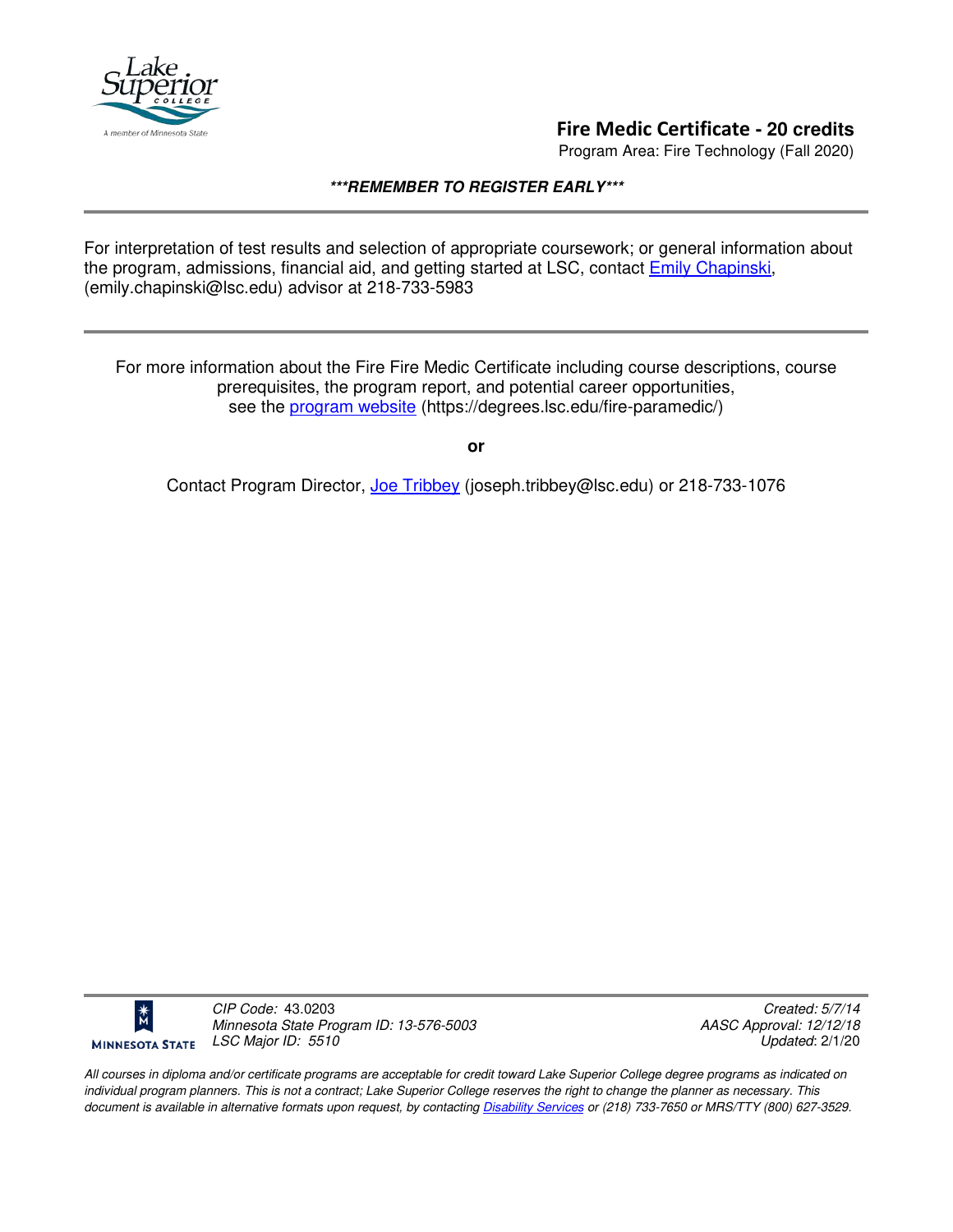## Fire Medic Certificate - 20 credits

Program Area: Fire Technology (Fall 2020)

***REMEMBER TO REGISTER EARLY***

---

For interpretation of test results and selection of appropriate coursework; or general information about the program, admissions, financial aid, and getting started at LSC, contact Emily Chapinski, (emily.chapinski@lsc.edu) advisor at 218-733-5983

---

For more information about the Fire Fire Medic Certificate including course descriptions, course prerequisites, the program report, and potential career opportunities, see the program website (https://degrees.lsc.edu/fire-paramedic/)

**or**

Contact Program Director, Joe Tribbey (joseph.tribbey@lsc.edu) or 218-733-1076

---

*CIP Code:* 43.0203
*Minnesota State Program ID: 13-576-5003*
*LSC Major ID: 5510*

*Created: 5/7/14*
*AASC Approval: 12/12/18*
*Updated*: 2/1/20

*All courses in diploma and/or certificate programs are acceptable for credit toward Lake Superior College degree programs as indicated on individual program planners. This is not a contract; Lake Superior College reserves the right to change the planner as necessary. This document is available in alternative formats upon request, by contacting Disability Services or (218) 733-7650 or MRS/TTY (800) 627-3529.*